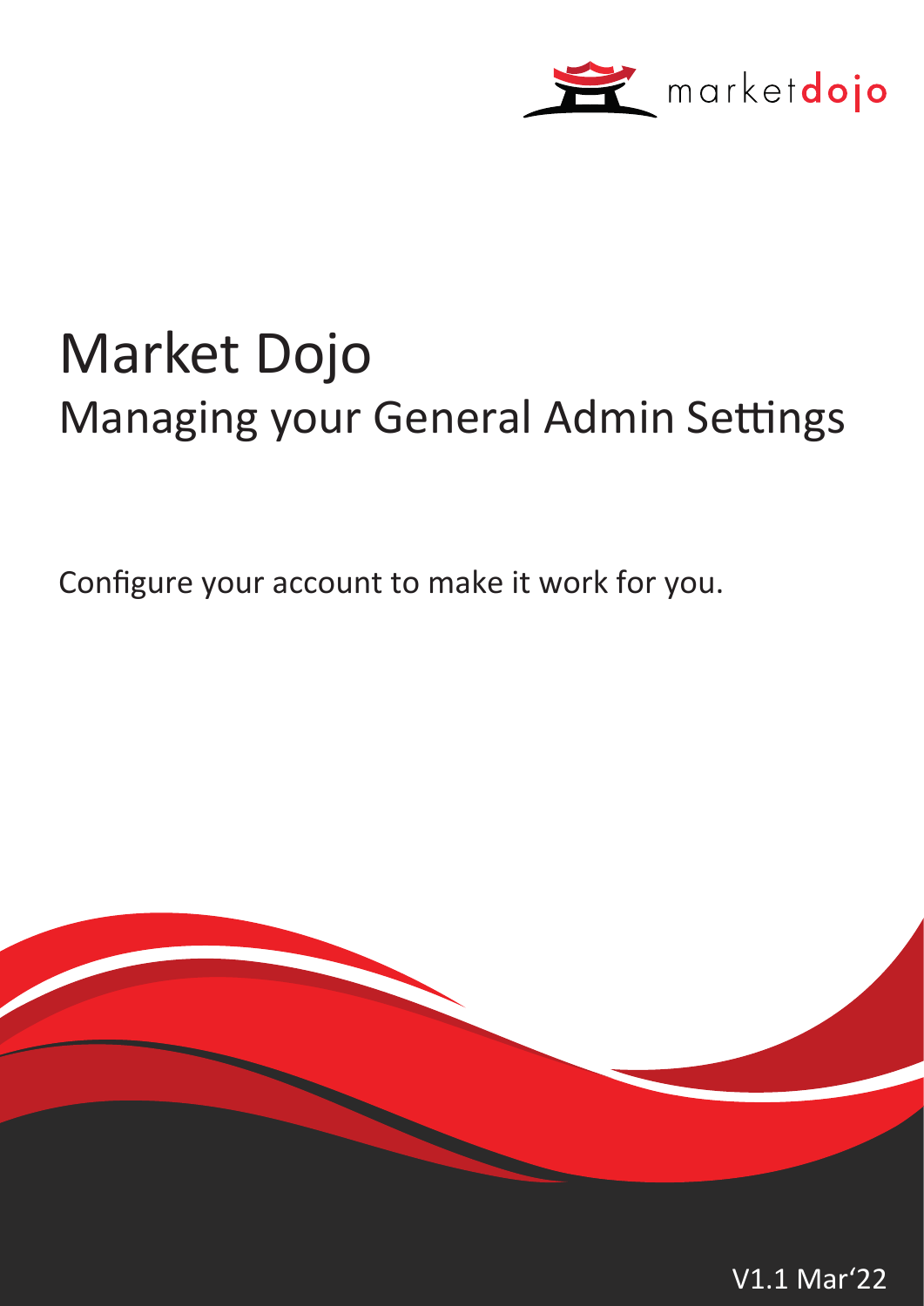# Market Dojo

## Managing your General Admin Settings

Configure your account to make it work for you.

V1.1 Mar'22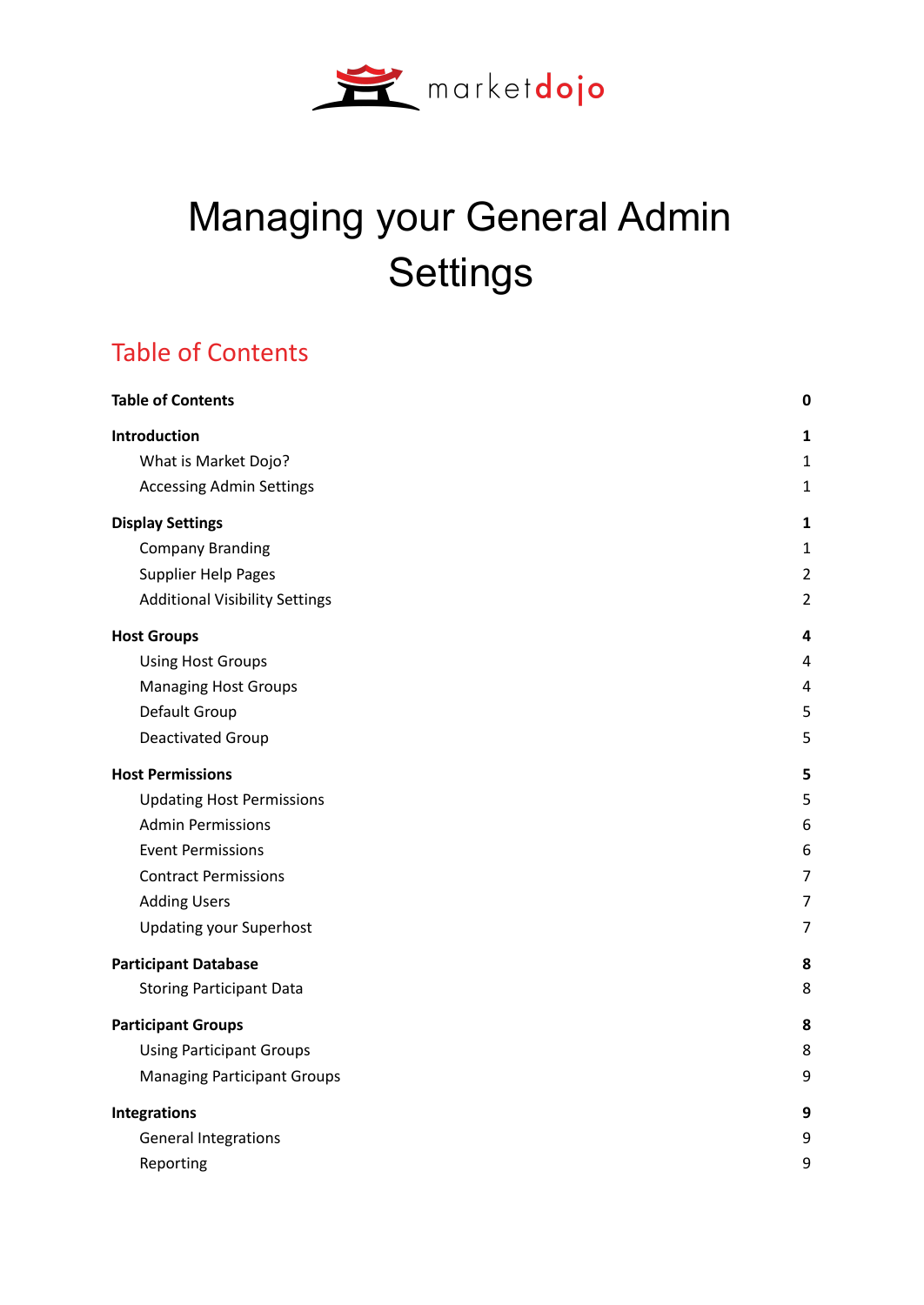# Managing your General Admin Settings

## Table of Contents

| | |
|---|---|
| **Table of Contents** | **0** |
| **Introduction** | **1** |
| What is Market Dojo? | 1 |
| Accessing Admin Settings | 1 |
| **Display Settings** | **1** |
| Company Branding | 1 |
| Supplier Help Pages | 2 |
| Additional Visibility Settings | 2 |
| **Host Groups** | **4** |
| Using Host Groups | 4 |
| Managing Host Groups | 4 |
| Default Group | 5 |
| Deactivated Group | 5 |
| **Host Permissions** | **5** |
| Updating Host Permissions | 5 |
| Admin Permissions | 6 |
| Event Permissions | 6 |
| Contract Permissions | 7 |
| Adding Users | 7 |
| Updating your Superhost | 7 |
| **Participant Database** | **8** |
| Storing Participant Data | 8 |
| **Participant Groups** | **8** |
| Using Participant Groups | 8 |
| Managing Participant Groups | 9 |
| **Integrations** | **9** |
| General Integrations | 9 |
| Reporting | 9 |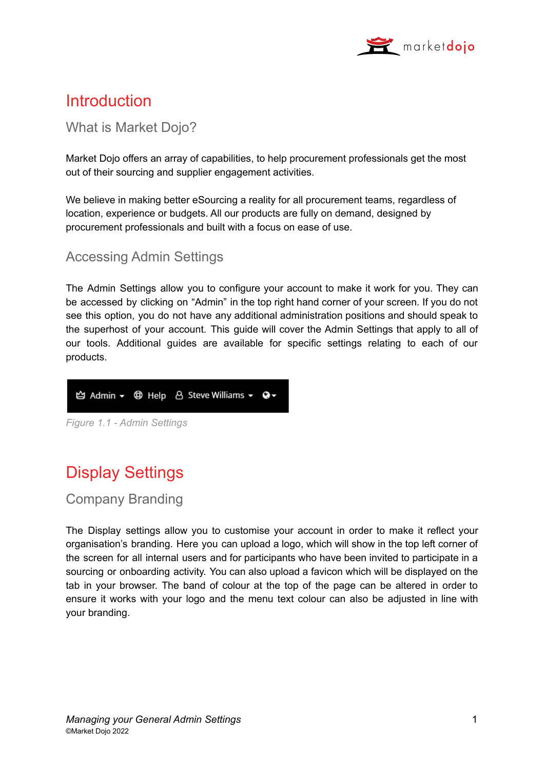# Introduction

## What is Market Dojo?

Market Dojo offers an array of capabilities, to help procurement professionals get the most out of their sourcing and supplier engagement activities.

We believe in making better eSourcing a reality for all procurement teams, regardless of location, experience or budgets. All our products are fully on demand, designed by procurement professionals and built with a focus on ease of use.

## Accessing Admin Settings

The Admin Settings allow you to configure your account to make it work for you. They can be accessed by clicking on “Admin” in the top right hand corner of your screen. If you do not see this option, you do not have any additional administration positions and should speak to the superhost of your account. This guide will cover the Admin Settings that apply to all of our tools. Additional guides are available for specific settings relating to each of our products.

Admin ▾ Help Steve Williams ▾

*Figure 1.1 - Admin Settings*

# Display Settings

## Company Branding

The Display settings allow you to customise your account in order to make it reflect your organisation’s branding. Here you can upload a logo, which will show in the top left corner of the screen for all internal users and for participants who have been invited to participate in a sourcing or onboarding activity. You can also upload a favicon which will be displayed on the tab in your browser. The band of colour at the top of the page can be altered in order to ensure it works with your logo and the menu text colour can also be adjusted in line with your branding.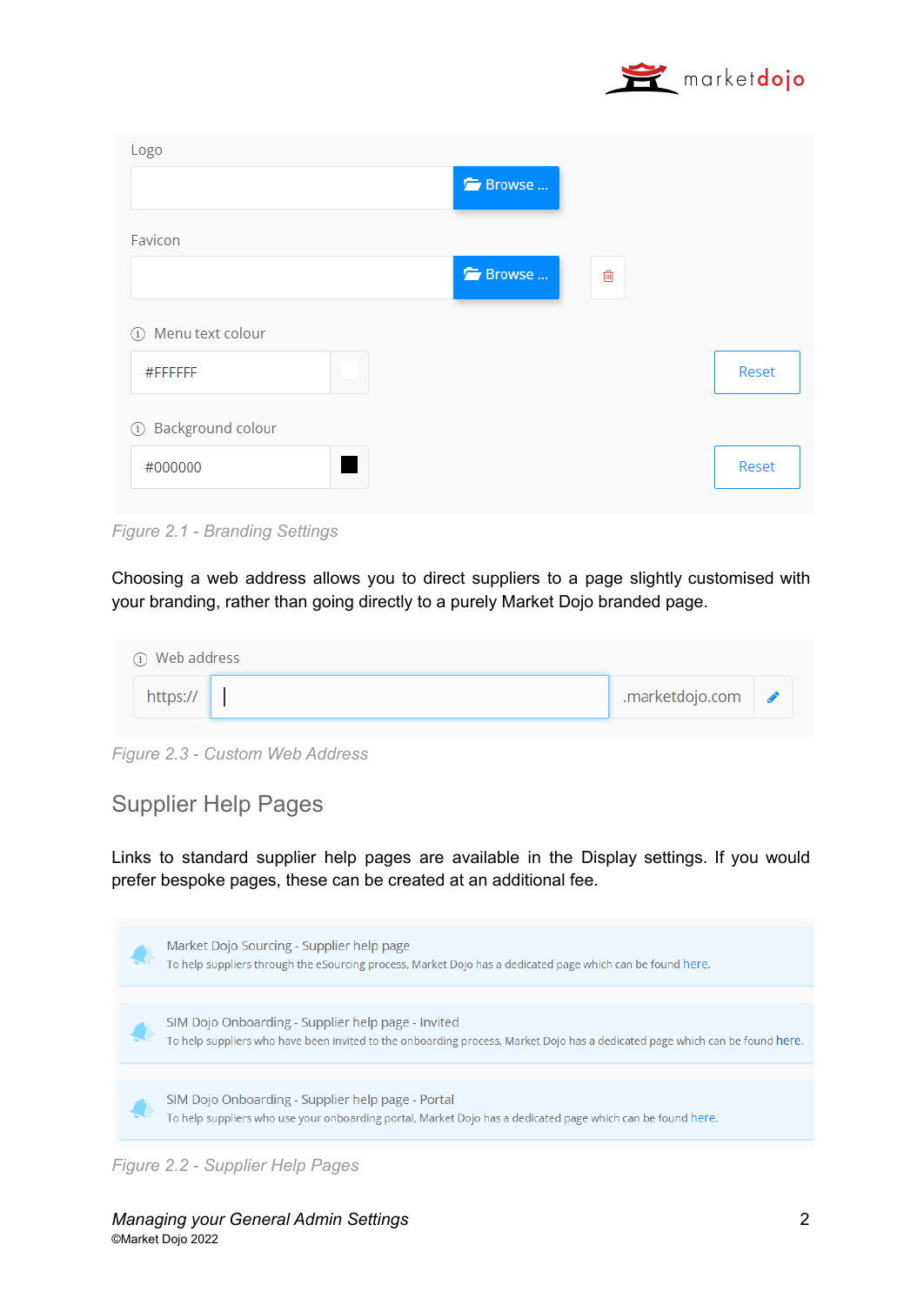Figure 2.1 - Branding Settings

Choosing a web address allows you to direct suppliers to a page slightly customised with your branding, rather than going directly to a purely Market Dojo branded page.

Figure 2.3 - Custom Web Address

## Supplier Help Pages

Links to standard supplier help pages are available in the Display settings. If you would prefer bespoke pages, these can be created at an additional fee.

Figure 2.2 - Supplier Help Pages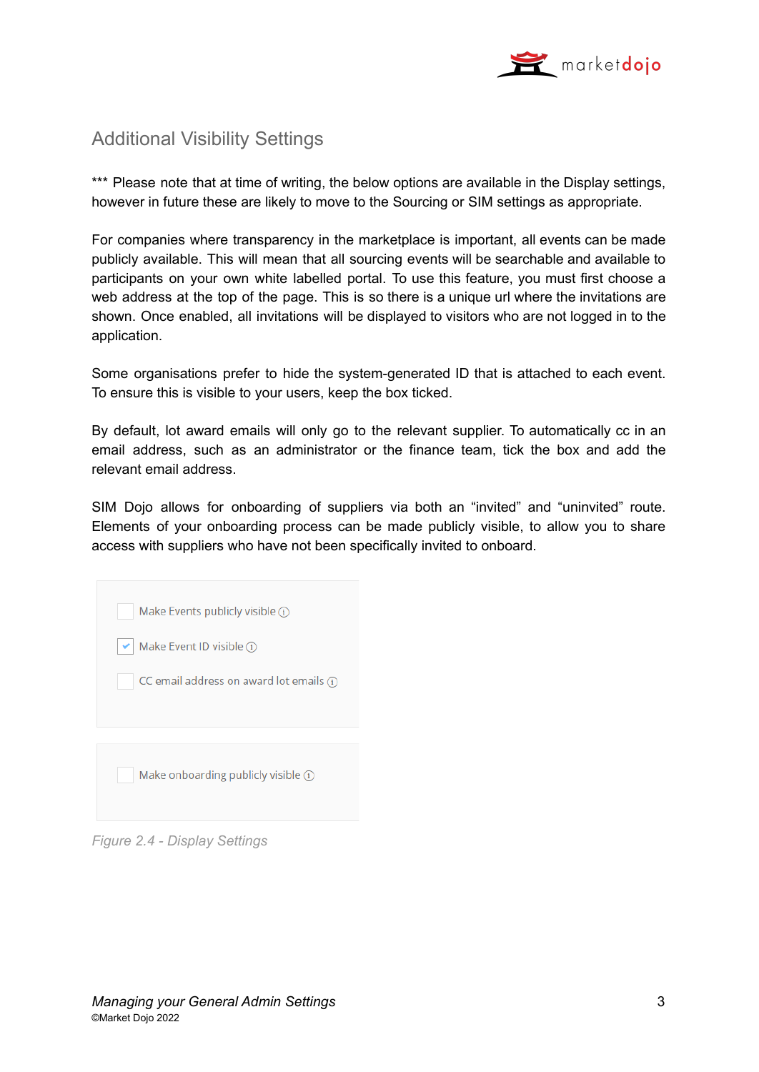## Additional Visibility Settings

*** Please note that at time of writing, the below options are available in the Display settings, however in future these are likely to move to the Sourcing or SIM settings as appropriate.

For companies where transparency in the marketplace is important, all events can be made publicly available. This will mean that all sourcing events will be searchable and available to participants on your own white labelled portal. To use this feature, you must first choose a web address at the top of the page. This is so there is a unique url where the invitations are shown. Once enabled, all invitations will be displayed to visitors who are not logged in to the application.

Some organisations prefer to hide the system-generated ID that is attached to each event. To ensure this is visible to your users, keep the box ticked.

By default, lot award emails will only go to the relevant supplier. To automatically cc in an email address, such as an administrator or the finance team, tick the box and add the relevant email address.

SIM Dojo allows for onboarding of suppliers via both an "invited" and "uninvited" route. Elements of your onboarding process can be made publicly visible, to allow you to share access with suppliers who have not been specifically invited to onboard.

- [ ] Make Events publicly visible
- [x] Make Event ID visible
- [ ] CC email address on award lot emails

- [ ] Make onboarding publicly visible

*Figure 2.4 - Display Settings*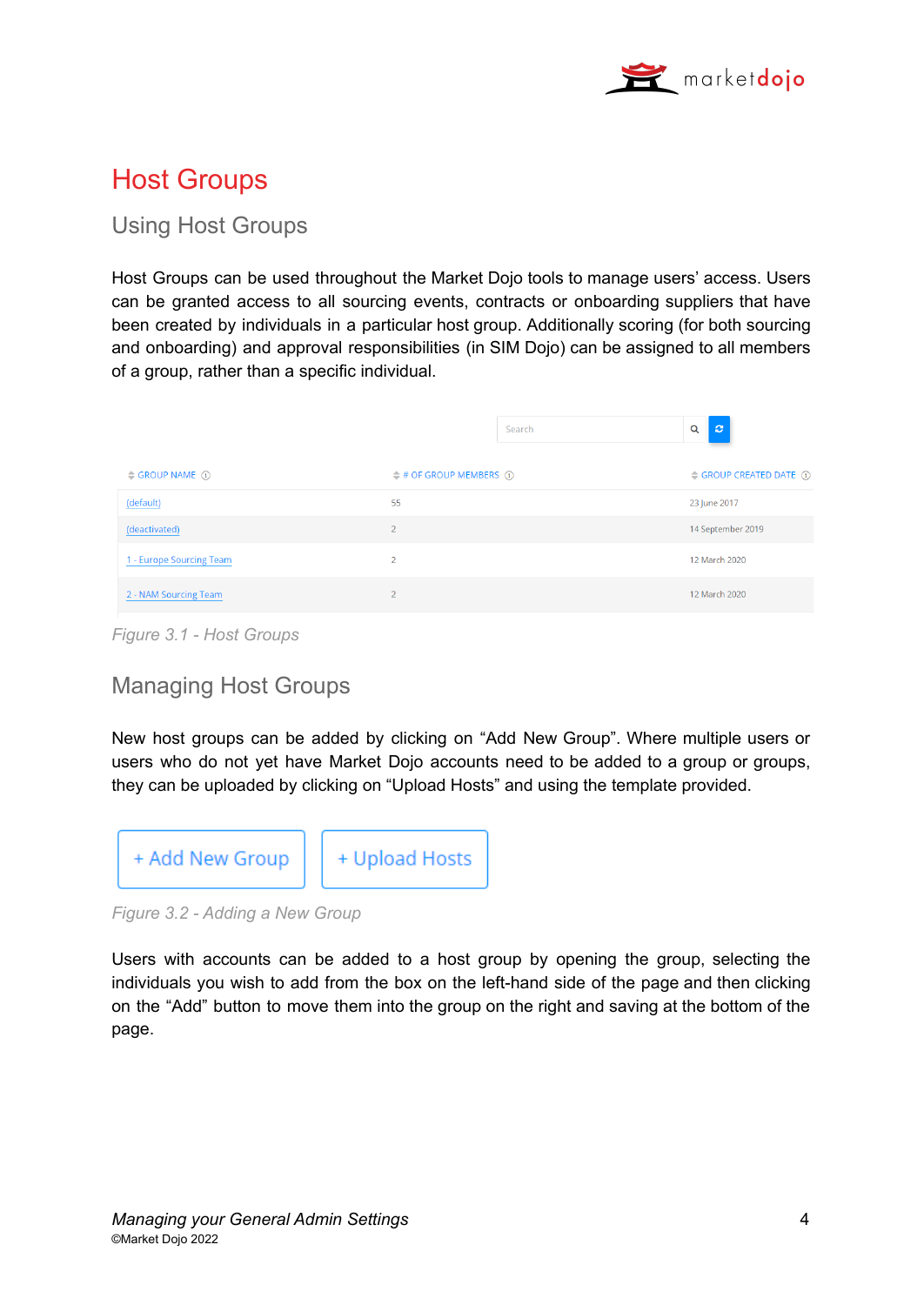# Host Groups

## Using Host Groups

Host Groups can be used throughout the Market Dojo tools to manage users' access. Users can be granted access to all sourcing events, contracts or onboarding suppliers that have been created by individuals in a particular host group. Additionally scoring (for both sourcing and onboarding) and approval responsibilities (in SIM Dojo) can be assigned to all members of a group, rather than a specific individual.

| GROUP NAME | # OF GROUP MEMBERS | GROUP CREATED DATE |
|---|---|---|
| (default) | 55 | 23 June 2017 |
| (deactivated) | 2 | 14 September 2019 |
| 1 - Europe Sourcing Team | 2 | 12 March 2020 |
| 2 - NAM Sourcing Team | 2 | 12 March 2020 |

*Figure 3.1 - Host Groups*

## Managing Host Groups

New host groups can be added by clicking on "Add New Group". Where multiple users or users who do not yet have Market Dojo accounts need to be added to a group or groups, they can be uploaded by clicking on "Upload Hosts" and using the template provided.

+ Add New Group    + Upload Hosts

*Figure 3.2 - Adding a New Group*

Users with accounts can be added to a host group by opening the group, selecting the individuals you wish to add from the box on the left-hand side of the page and then clicking on the "Add" button to move them into the group on the right and saving at the bottom of the page.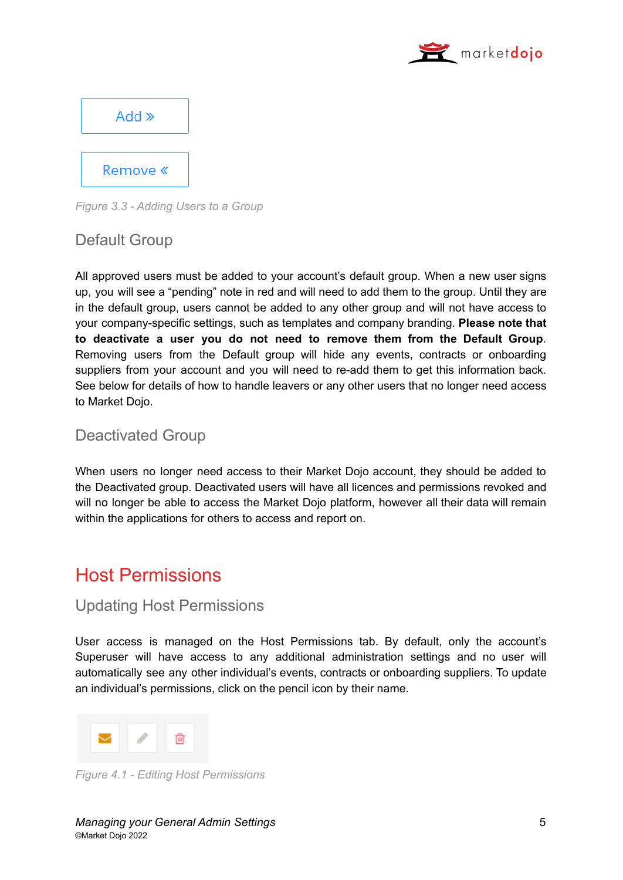Add »

Remove «

*Figure 3.3 - Adding Users to a Group*

### Default Group

All approved users must be added to your account's default group. When a new user signs up, you will see a "pending" note in red and will need to add them to the group. Until they are in the default group, users cannot be added to any other group and will not have access to your company-specific settings, such as templates and company branding. **Please note that to deactivate a user you do not need to remove them from the Default Group**. Removing users from the Default group will hide any events, contracts or onboarding suppliers from your account and you will need to re-add them to get this information back. See below for details of how to handle leavers or any other users that no longer need access to Market Dojo.

### Deactivated Group

When users no longer need access to their Market Dojo account, they should be added to the Deactivated group. Deactivated users will have all licences and permissions revoked and will no longer be able to access the Market Dojo platform, however all their data will remain within the applications for others to access and report on.

## Host Permissions

### Updating Host Permissions

User access is managed on the Host Permissions tab. By default, only the account's Superuser will have access to any additional administration settings and no user will automatically see any other individual's events, contracts or onboarding suppliers. To update an individual's permissions, click on the pencil icon by their name.

*Figure 4.1 - Editing Host Permissions*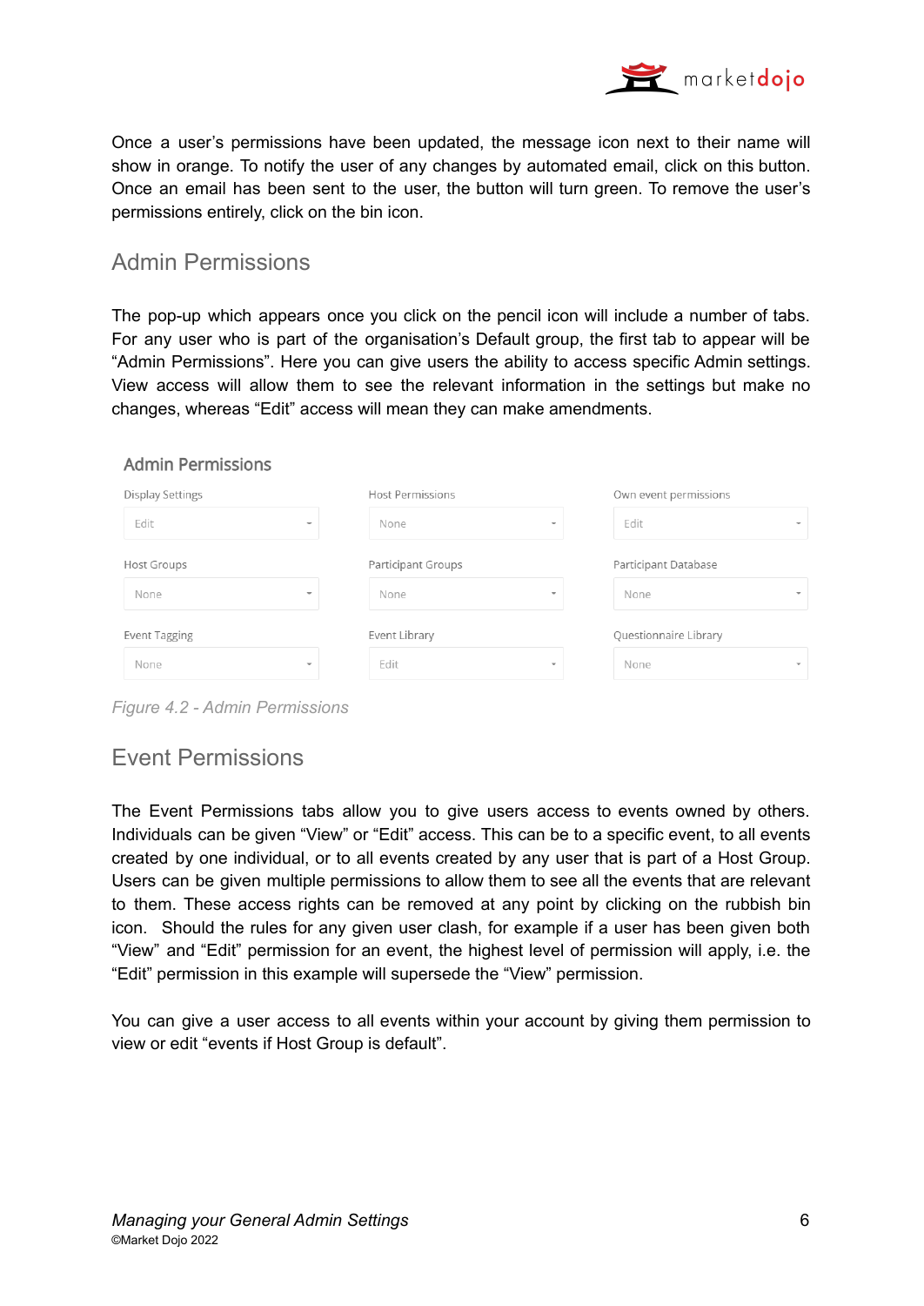Once a user's permissions have been updated, the message icon next to their name will show in orange. To notify the user of any changes by automated email, click on this button. Once an email has been sent to the user, the button will turn green. To remove the user's permissions entirely, click on the bin icon.

## Admin Permissions

The pop-up which appears once you click on the pencil icon will include a number of tabs. For any user who is part of the organisation's Default group, the first tab to appear will be "Admin Permissions". Here you can give users the ability to access specific Admin settings. View access will allow them to see the relevant information in the settings but make no changes, whereas "Edit" access will mean they can make amendments.

**Admin Permissions**

| Display Settings | Host Permissions | Own event permissions |
| --- | --- | --- |
| Edit | None | Edit |
| **Host Groups** | **Participant Groups** | **Participant Database** |
| None | None | None |
| **Event Tagging** | **Event Library** | **Questionnaire Library** |
| None | Edit | None |

*Figure 4.2 - Admin Permissions*

## Event Permissions

The Event Permissions tabs allow you to give users access to events owned by others. Individuals can be given "View" or "Edit" access. This can be to a specific event, to all events created by one individual, or to all events created by any user that is part of a Host Group. Users can be given multiple permissions to allow them to see all the events that are relevant to them. These access rights can be removed at any point by clicking on the rubbish bin icon. Should the rules for any given user clash, for example if a user has been given both "View" and "Edit" permission for an event, the highest level of permission will apply, i.e. the "Edit" permission in this example will supersede the "View" permission.

You can give a user access to all events within your account by giving them permission to view or edit "events if Host Group is default".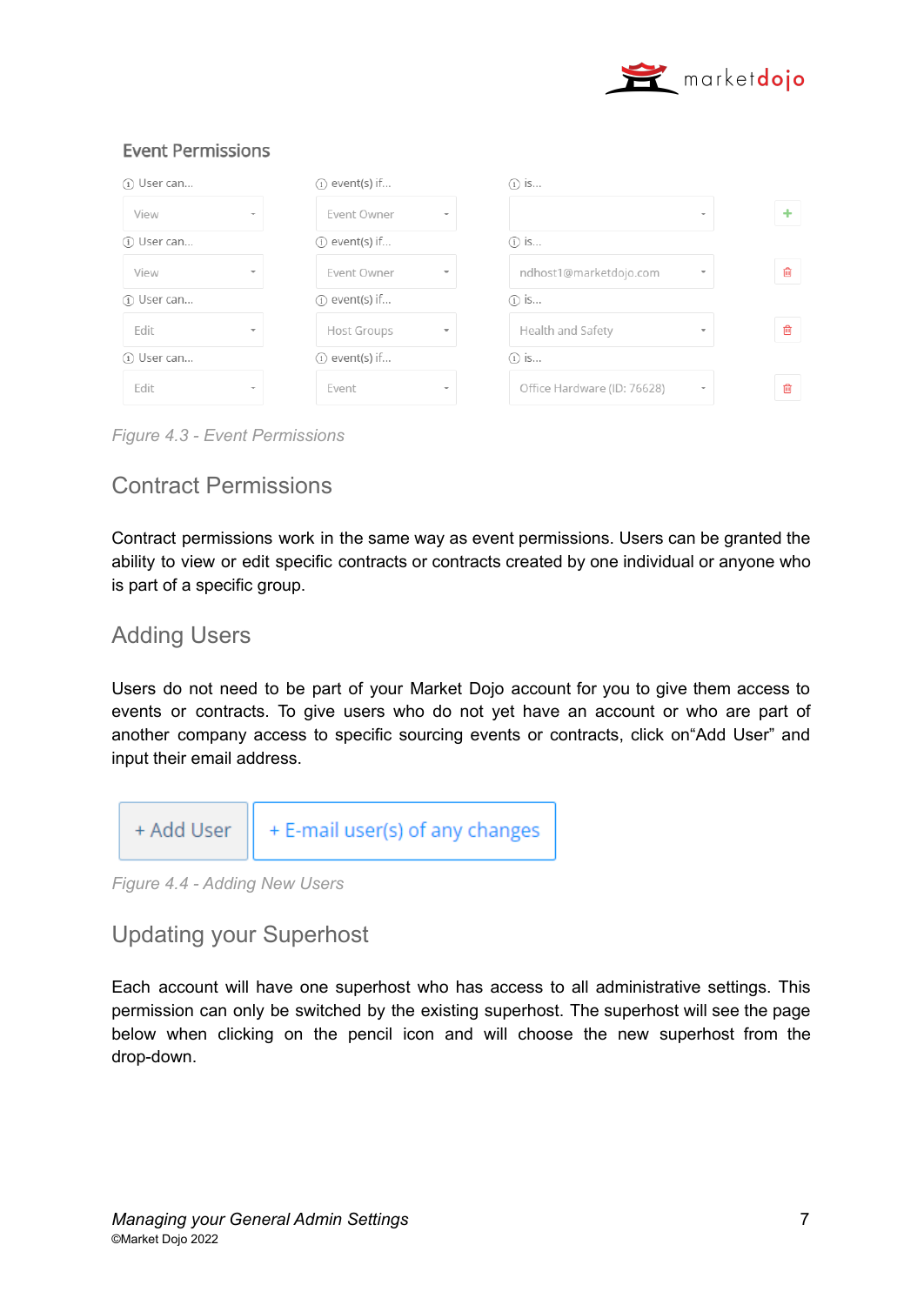Figure 4.3 - Event Permissions

## Contract Permissions

Contract permissions work in the same way as event permissions. Users can be granted the ability to view or edit specific contracts or contracts created by one individual or anyone who is part of a specific group.

## Adding Users

Users do not need to be part of your Market Dojo account for you to give them access to events or contracts. To give users who do not yet have an account or who are part of another company access to specific sourcing events or contracts, click on"Add User" and input their email address.

Figure 4.4 - Adding New Users

## Updating your Superhost

Each account will have one superhost who has access to all administrative settings. This permission can only be switched by the existing superhost. The superhost will see the page below when clicking on the pencil icon and will choose the new superhost from the drop-down.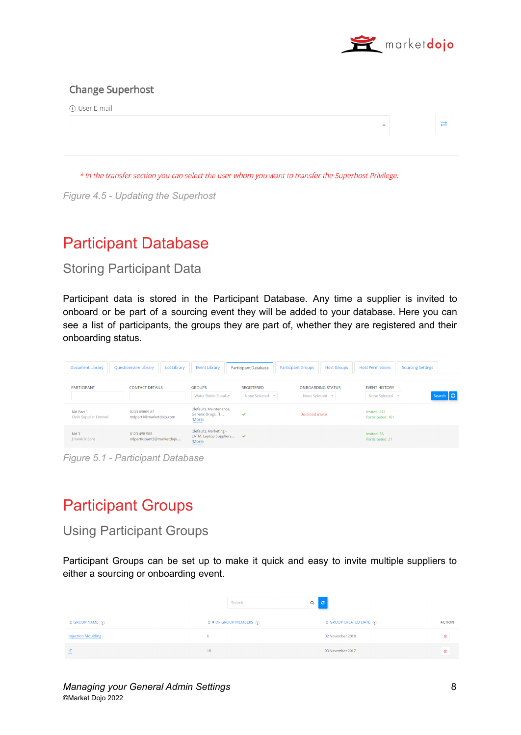Change Superhost

ⓘ User E-mail

\* In the transfer section you can select the user whom you want to transfer the Superhost Privilege.

*Figure 4.5 - Updating the Superhost*

# Participant Database

## Storing Participant Data

Participant data is stored in the Participant Database. Any time a supplier is invited to onboard or be part of a sourcing event they will be added to your database. Here you can see a list of participants, the groups they are part of, whether they are registered and their onboarding status.

Document Library | Questionnaire Library | Lot Library | Event Library | Participant Database | Participant Groups | Host Groups | Host Permissions | Sourcing Settings

| PARTICIPANT | CONTACT DETAILS | GROUPS | REGISTERED | ONBOARDING STATUS | EVENT HISTORY |
|---|---|---|---|---|---|
| | | Water Bottle Suppl... | None Selected | None Selected | None Selected |
| Md Part 1<br>Civils Supplier Limited | 0233 65869 87<br>mdpart1@marketdojo.com | (default), Maintenance, Generic Drugs, IT,...<br>(More) | ✔ | Declined invite | Invited: 211<br>Participated: 161 |
| Md 3<br>J Hawk & Sons | 0123 458 588<br>ndparticipant3@marketdojo.... | (default), Marketing - LATM, Laptop Suppliers,...<br>(More) | ✔ | - | Invited: 36<br>Participated: 21 |

*Figure 5.1 - Participant Database*

# Participant Groups

## Using Participant Groups

Participant Groups can be set up to make it quick and easy to invite multiple suppliers to either a sourcing or onboarding event.

| GROUP NAME | # OF GROUP MEMBERS | GROUP CREATED DATE | ACTION |
|---|---|---|---|
| Injection Moulding | 6 | 02 November 2018 | |
| IT | 18 | 03 November 2017 | |

*Managing your General Admin Settings*
©Market Dojo 2022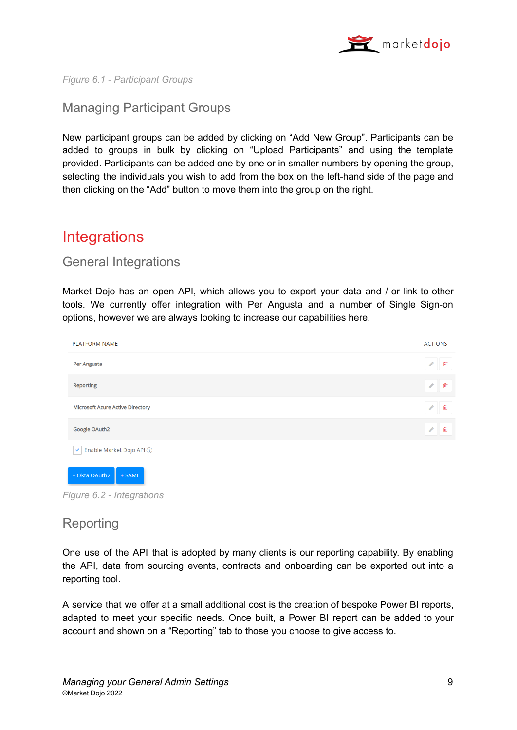*Figure 6.1 - Participant Groups*

## Managing Participant Groups

New participant groups can be added by clicking on “Add New Group”. Participants can be added to groups in bulk by clicking on “Upload Participants” and using the template provided. Participants can be added one by one or in smaller numbers by opening the group, selecting the individuals you wish to add from the box on the left-hand side of the page and then clicking on the “Add” button to move them into the group on the right.

# Integrations

## General Integrations

Market Dojo has an open API, which allows you to export your data and / or link to other tools. We currently offer integration with Per Angusta and a number of Single Sign-on options, however we are always looking to increase our capabilities here.

| PLATFORM NAME | ACTIONS |
| --- | --- |
| Per Angusta | |
| Reporting | |
| Microsoft Azure Active Directory | |
| Google OAuth2 | |

Enable Market Dojo API

+ Okta OAuth2 + SAML

*Figure 6.2 - Integrations*

## Reporting

One use of the API that is adopted by many clients is our reporting capability. By enabling the API, data from sourcing events, contracts and onboarding can be exported out into a reporting tool.

A service that we offer at a small additional cost is the creation of bespoke Power BI reports, adapted to meet your specific needs. Once built, a Power BI report can be added to your account and shown on a “Reporting” tab to those you choose to give access to.